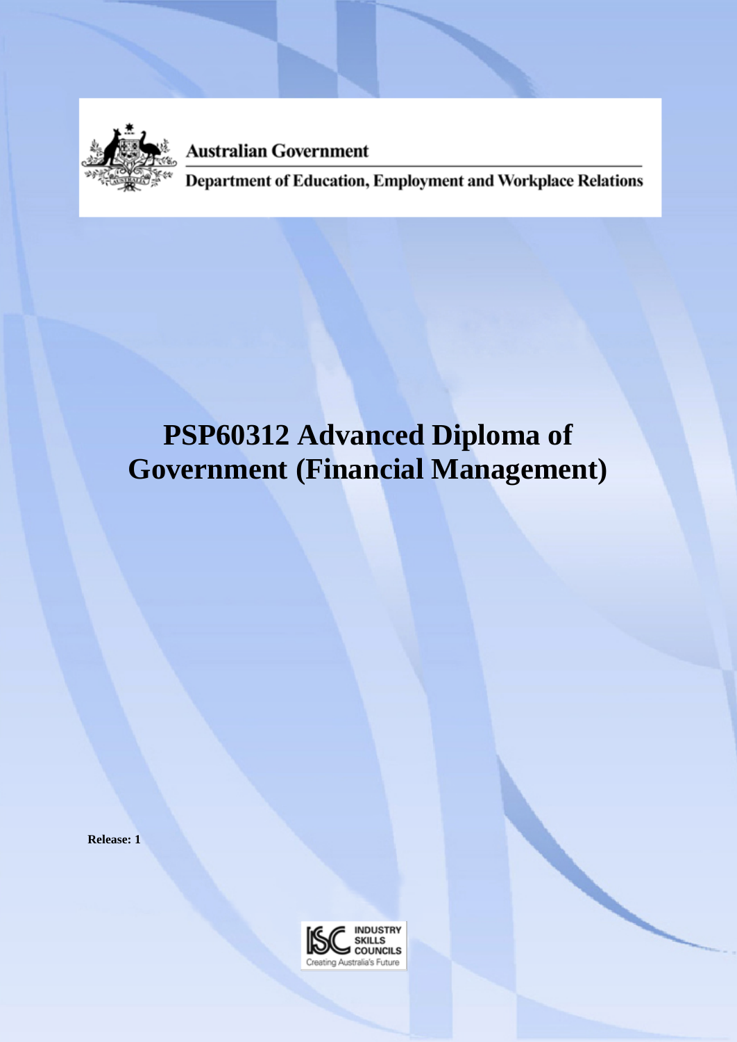Australian Government

Department of Education, Employment and Workplace Relations

# PSP60312 Advanced Diploma of Government (Financial Management)

**Release: 1**

INDUSTRY SKILLS COUNCILS

Creating Australia's Future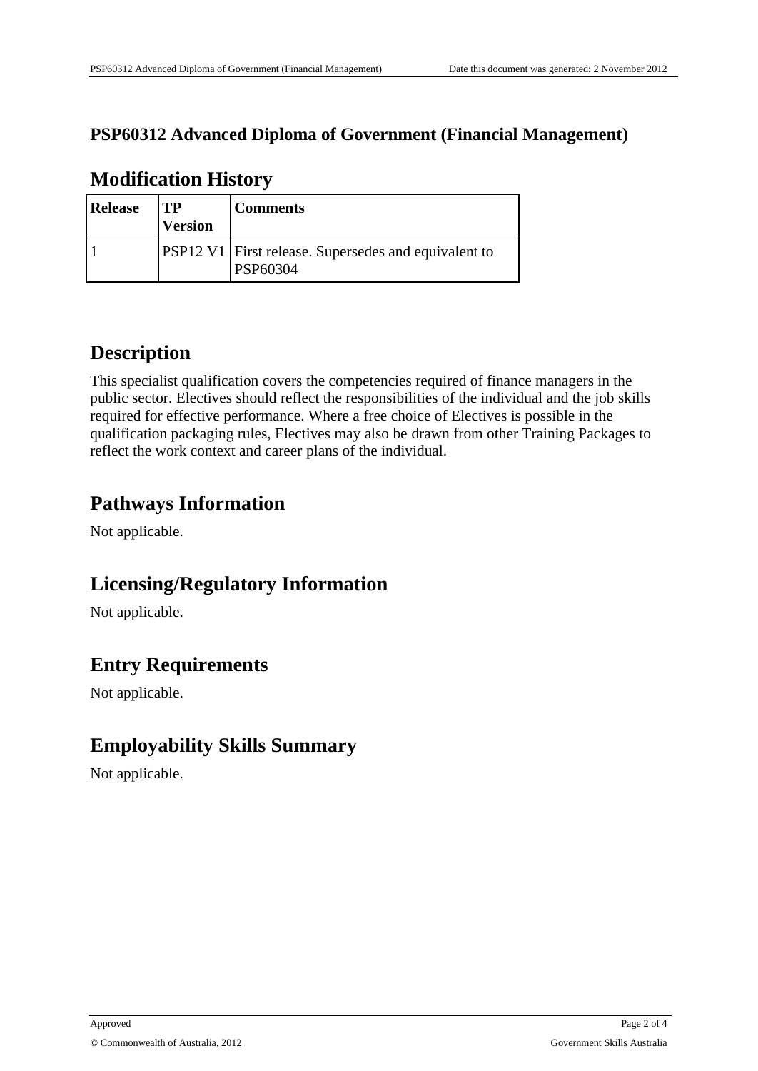# PSP60312 Advanced Diploma of Government (Financial Management)

## Modification History

| Release | TP Version | Comments |
|---|---|---|
| 1 | PSP12 V1 | First release. Supersedes and equivalent to PSP60304 |

## Description

This specialist qualification covers the competencies required of finance managers in the public sector. Electives should reflect the responsibilities of the individual and the job skills required for effective performance. Where a free choice of Electives is possible in the qualification packaging rules, Electives may also be drawn from other Training Packages to reflect the work context and career plans of the individual.

## Pathways Information

Not applicable.

## Licensing/Regulatory Information

Not applicable.

## Entry Requirements

Not applicable.

## Employability Skills Summary

Not applicable.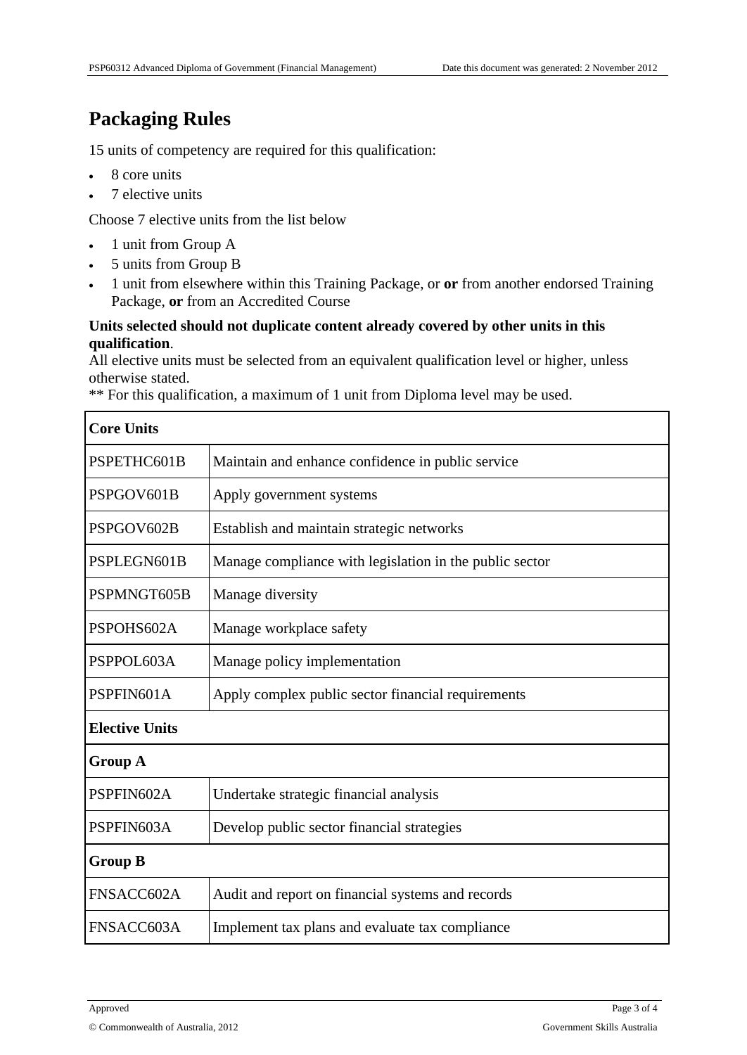# Packaging Rules

15 units of competency are required for this qualification:

- 8 core units
- 7 elective units

Choose 7 elective units from the list below

- 1 unit from Group A
- 5 units from Group B
- 1 unit from elsewhere within this Training Package, or **or** from another endorsed Training Package, **or** from an Accredited Course

**Units selected should not duplicate content already covered by other units in this qualification**.

All elective units must be selected from an equivalent qualification level or higher, unless otherwise stated.

** For this qualification, a maximum of 1 unit from Diploma level may be used.

| **Core Units** | |
|---|---|
| PSPETHC601B | Maintain and enhance confidence in public service |
| PSPGOV601B | Apply government systems |
| PSPGOV602B | Establish and maintain strategic networks |
| PSPLEGN601B | Manage compliance with legislation in the public sector |
| PSPMNGT605B | Manage diversity |
| PSPOHS602A | Manage workplace safety |
| PSPPOL603A | Manage policy implementation |
| PSPFIN601A | Apply complex public sector financial requirements |
| **Elective Units** | |
| **Group A** | |
| PSPFIN602A | Undertake strategic financial analysis |
| PSPFIN603A | Develop public sector financial strategies |
| **Group B** | |
| FNSACC602A | Audit and report on financial systems and records |
| FNSACC603A | Implement tax plans and evaluate tax compliance |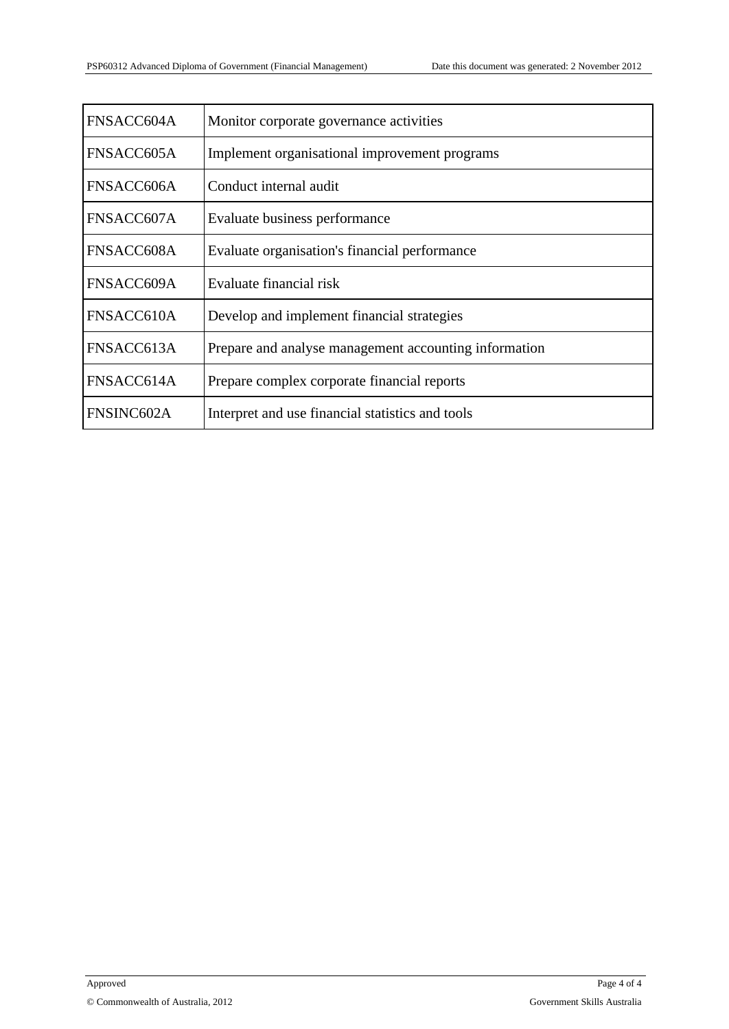| | |
|---|---|
| FNSACC604A | Monitor corporate governance activities |
| FNSACC605A | Implement organisational improvement programs |
| FNSACC606A | Conduct internal audit |
| FNSACC607A | Evaluate business performance |
| FNSACC608A | Evaluate organisation's financial performance |
| FNSACC609A | Evaluate financial risk |
| FNSACC610A | Develop and implement financial strategies |
| FNSACC613A | Prepare and analyse management accounting information |
| FNSACC614A | Prepare complex corporate financial reports |
| FNSINC602A | Interpret and use financial statistics and tools |